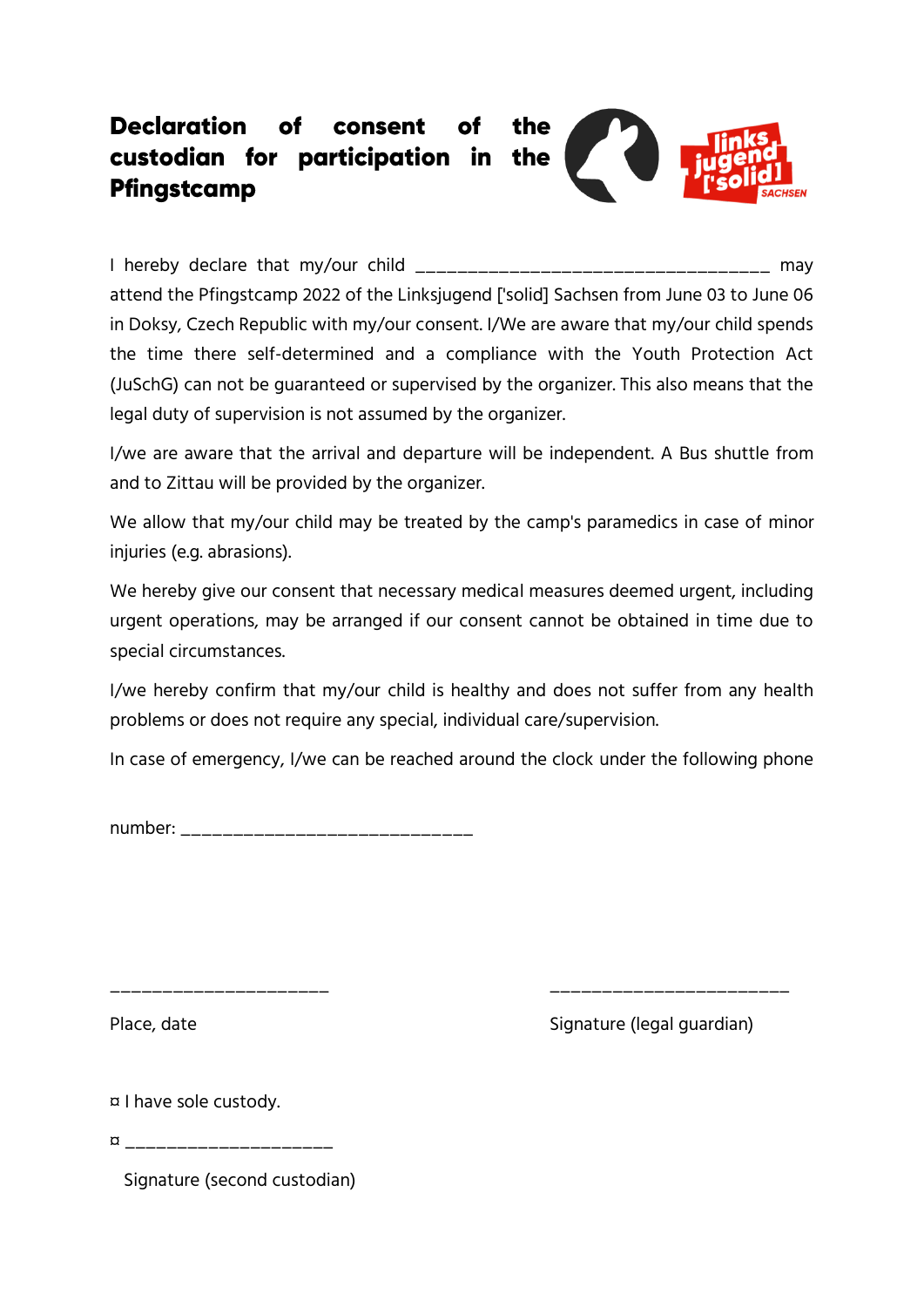# Declaration of consent of the custodian for participation in the Pfingstcamp

I hereby declare that my/our child ___________________________________ may attend the Pfingstcamp 2022 of the Linksjugend ['solid] Sachsen from June 03 to June 06 in Doksy, Czech Republic with my/our consent. I/We are aware that my/our child spends the time there self-determined and a compliance with the Youth Protection Act (JuSchG) can not be guaranteed or supervised by the organizer. This also means that the legal duty of supervision is not assumed by the organizer.

I/we are aware that the arrival and departure will be independent. A Bus shuttle from and to Zittau will be provided by the organizer.

We allow that my/our child may be treated by the camp's paramedics in case of minor injuries (e.g. abrasions).

We hereby give our consent that necessary medical measures deemed urgent, including urgent operations, may be arranged if our consent cannot be obtained in time due to special circumstances.

I/we hereby confirm that my/our child is healthy and does not suffer from any health problems or does not require any special, individual care/supervision.

In case of emergency, I/we can be reached around the clock under the following phone

number: ______________________________

_____________________ _______________________

Place, date Signature (legal guardian)

¤ I have sole custody.

¤ _____________________

Signature (second custodian)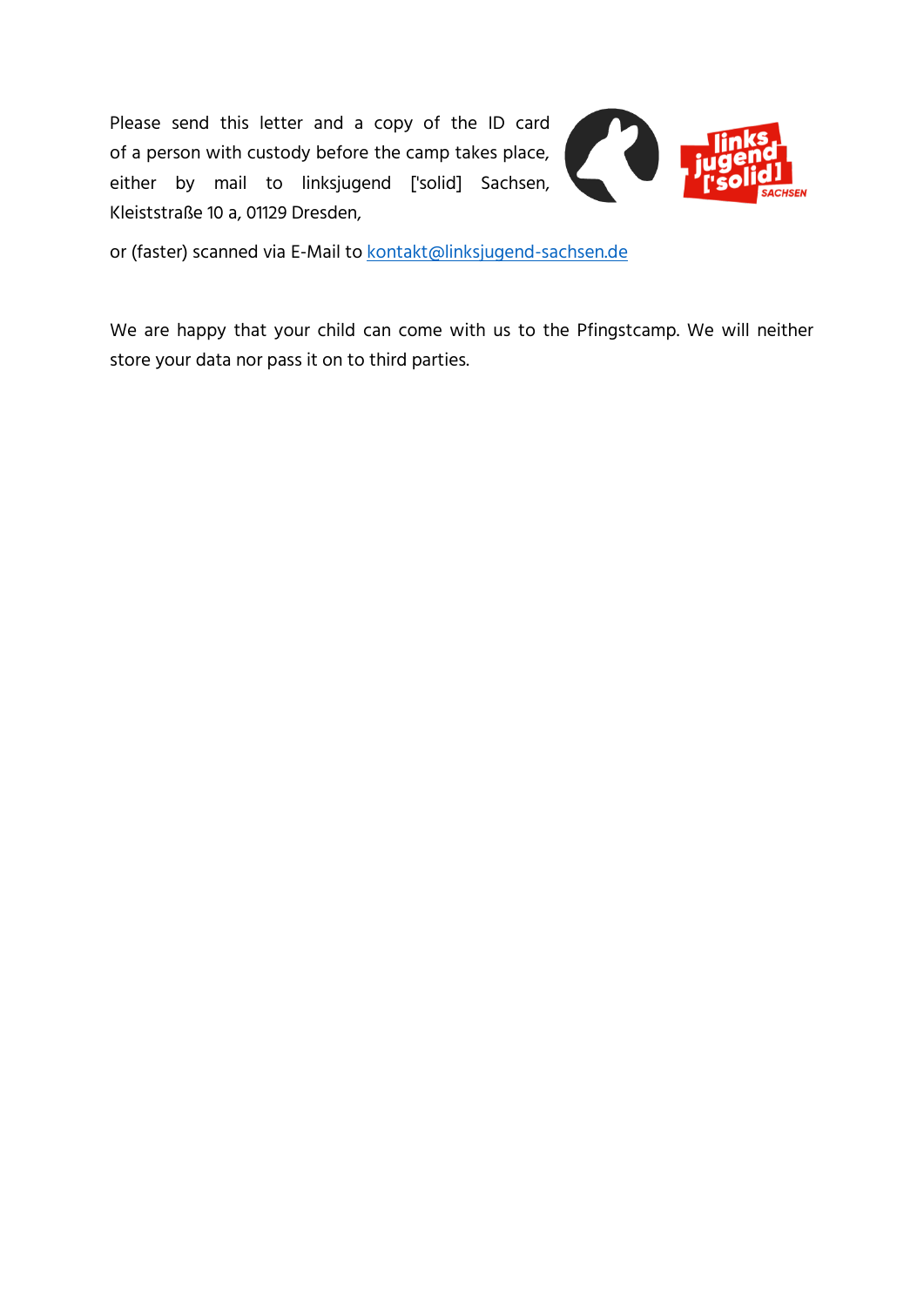Please send this letter and a copy of the ID card of a person with custody before the camp takes place, either by mail to linksjugend ['solid] Sachsen, Kleiststraße 10 a, 01129 Dresden,

or (faster) scanned via E-Mail to kontakt@linksjugend-sachsen.de

We are happy that your child can come with us to the Pfingstcamp. We will neither store your data nor pass it on to third parties.